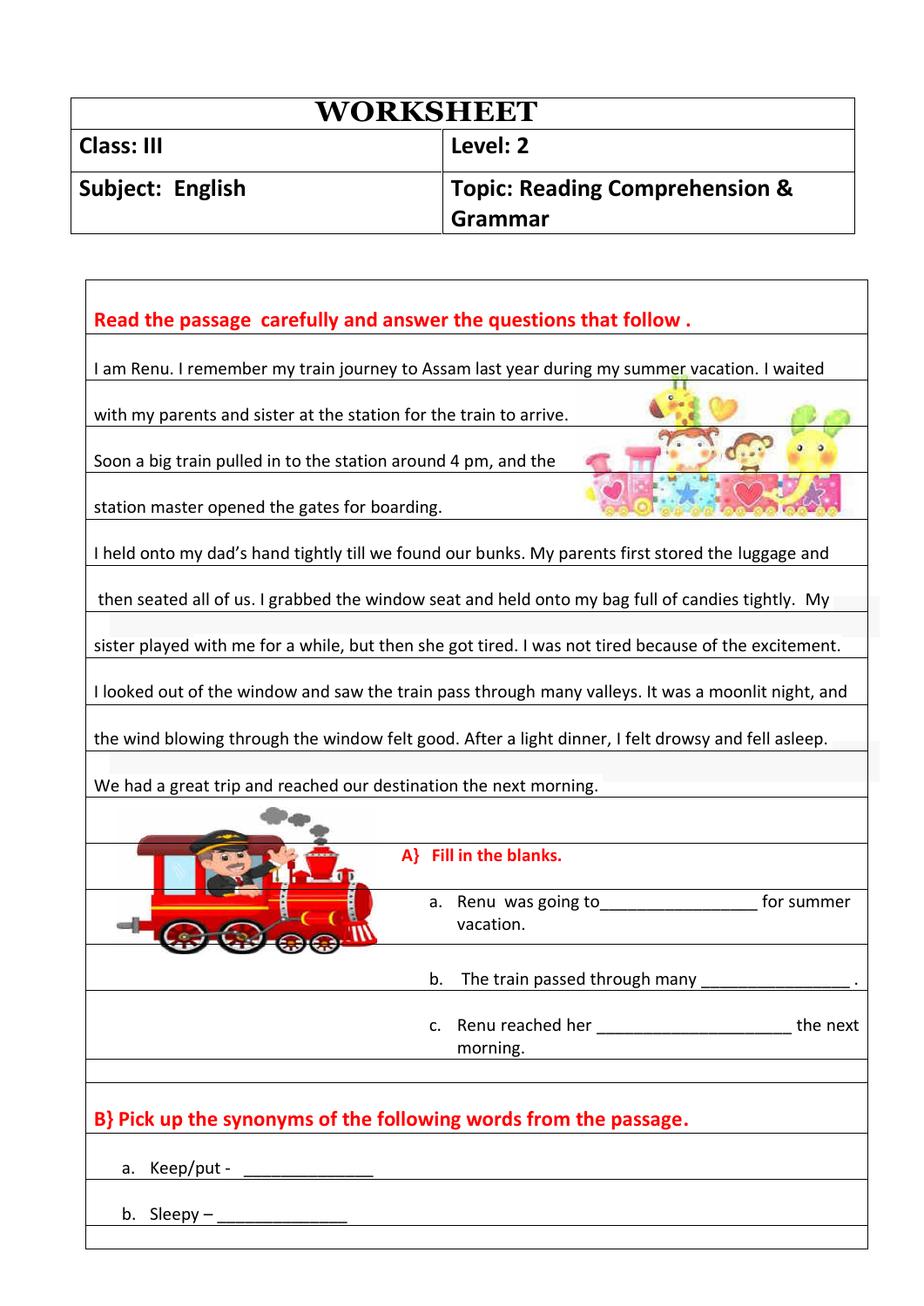# WORKSHEET

| Class: III | Level: 2 |
|---|---|
| Subject: English | Topic: Reading Comprehension & Grammar |

**Read the passage carefully and answer the questions that follow .**

I am Renu. I remember my train journey to Assam last year during my summer vacation. I waited with my parents and sister at the station for the train to arrive. Soon a big train pulled in to the station around 4 pm, and the station master opened the gates for boarding. I held onto my dad's hand tightly till we found our bunks. My parents first stored the luggage and then seated all of us. I grabbed the window seat and held onto my bag full of candies tightly. My sister played with me for a while, but then she got tired. I was not tired because of the excitement. I looked out of the window and saw the train pass through many valleys. It was a moonlit night, and the wind blowing through the window felt good. After a light dinner, I felt drowsy and fell asleep. We had a great trip and reached our destination the next morning.

**A} Fill in the blanks.**

a. Renu was going to_________________ for summer vacation.

b. The train passed through many ________________ .

c. Renu reached her _____________________ the next morning.

**B} Pick up the synonyms of the following words from the passage.**

a. Keep/put - ______________

b. Sleepy – ______________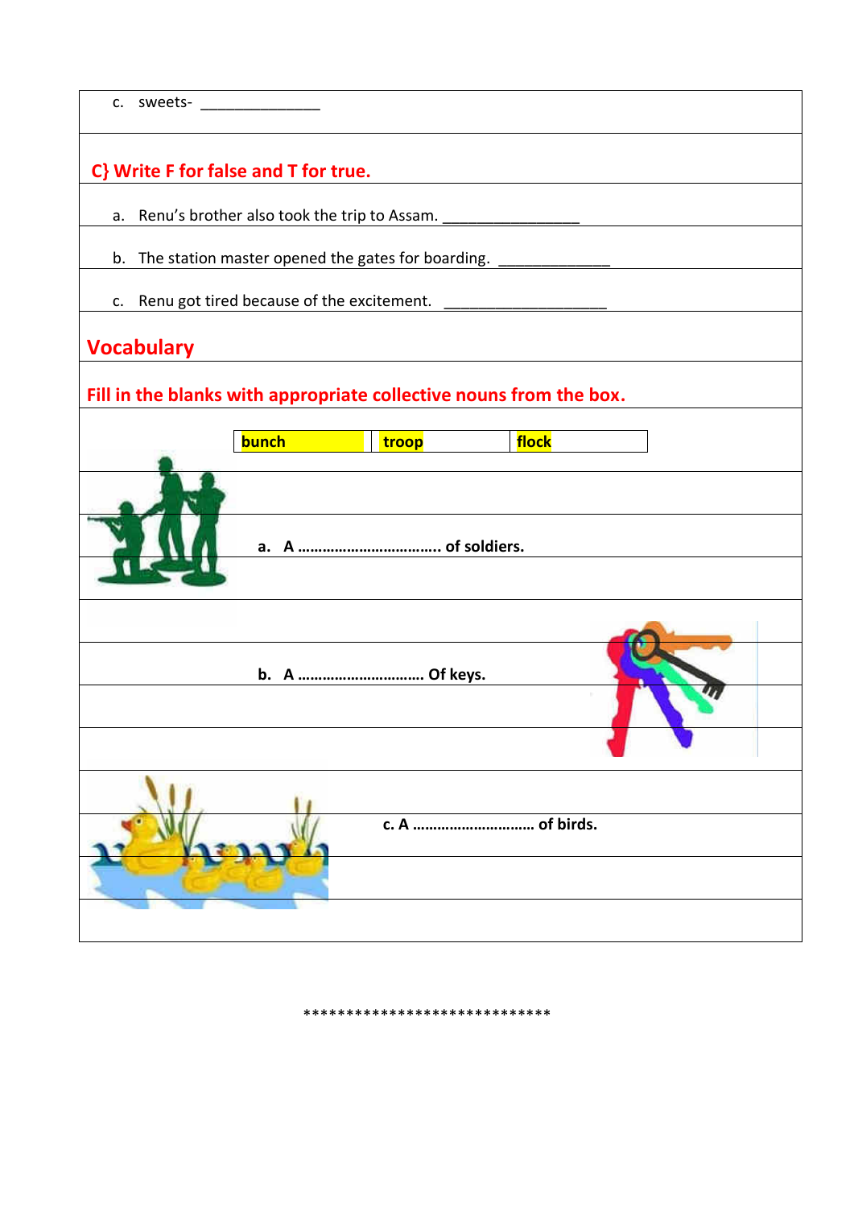c. sweets- ______________

## C} Write F for false and T for true.

a. Renu's brother also took the trip to Assam. _______________

b. The station master opened the gates for boarding. _____________

c. Renu got tired because of the excitement. ___________________

## Vocabulary

**Fill in the blanks with appropriate collective nouns from the box.**

| | | |
|---|---|---|
| bunch | troop | flock |

**a. A …………………………….. of soldiers.**

**b. A ………………………… Of keys.**

**c. A ………………………… of birds.**

*****************************